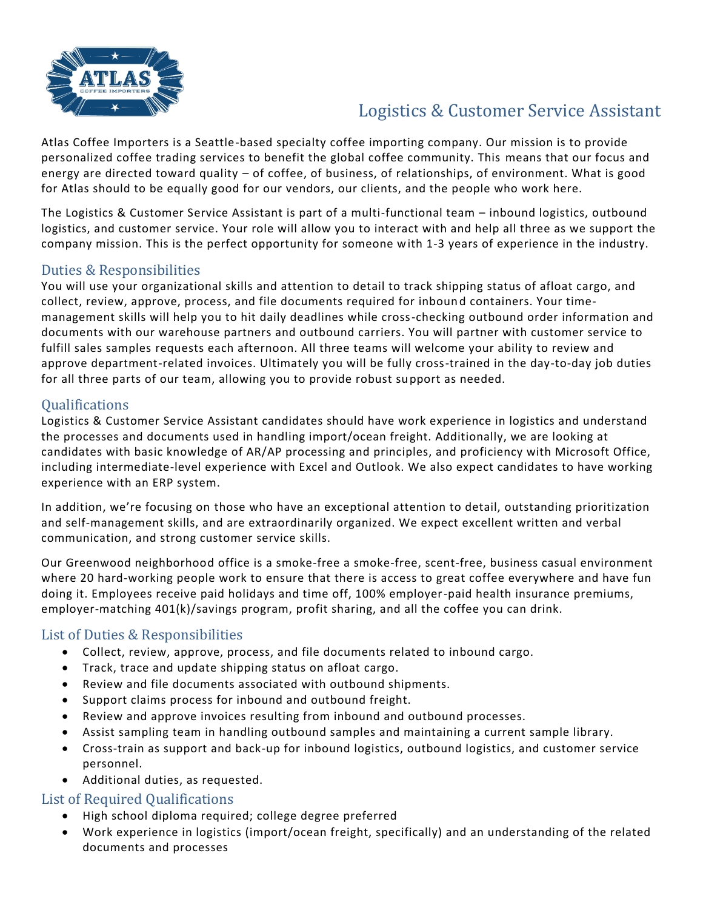# Logistics & Customer Service Assistant

Atlas Coffee Importers is a Seattle-based specialty coffee importing company. Our mission is to provide personalized coffee trading services to benefit the global coffee community. This means that our focus and energy are directed toward quality – of coffee, of business, of relationships, of environment. What is good for Atlas should to be equally good for our vendors, our clients, and the people who work here.

The Logistics & Customer Service Assistant is part of a multi-functional team – inbound logistics, outbound logistics, and customer service. Your role will allow you to interact with and help all three as we support the company mission. This is the perfect opportunity for someone with 1-3 years of experience in the industry.

## Duties & Responsibilities

You will use your organizational skills and attention to detail to track shipping status of afloat cargo, and collect, review, approve, process, and file documents required for inbound containers. Your time-management skills will help you to hit daily deadlines while cross-checking outbound order information and documents with our warehouse partners and outbound carriers. You will partner with customer service to fulfill sales samples requests each afternoon. All three teams will welcome your ability to review and approve department-related invoices. Ultimately you will be fully cross-trained in the day-to-day job duties for all three parts of our team, allowing you to provide robust support as needed.

## Qualifications

Logistics & Customer Service Assistant candidates should have work experience in logistics and understand the processes and documents used in handling import/ocean freight. Additionally, we are looking at candidates with basic knowledge of AR/AP processing and principles, and proficiency with Microsoft Office, including intermediate-level experience with Excel and Outlook. We also expect candidates to have working experience with an ERP system.

In addition, we're focusing on those who have an exceptional attention to detail, outstanding prioritization and self-management skills, and are extraordinarily organized. We expect excellent written and verbal communication, and strong customer service skills.

Our Greenwood neighborhood office is a smoke-free a smoke-free, scent-free, business casual environment where 20 hard-working people work to ensure that there is access to great coffee everywhere and have fun doing it. Employees receive paid holidays and time off, 100% employer-paid health insurance premiums, employer-matching 401(k)/savings program, profit sharing, and all the coffee you can drink.

## List of Duties & Responsibilities

- Collect, review, approve, process, and file documents related to inbound cargo.
- Track, trace and update shipping status on afloat cargo.
- Review and file documents associated with outbound shipments.
- Support claims process for inbound and outbound freight.
- Review and approve invoices resulting from inbound and outbound processes.
- Assist sampling team in handling outbound samples and maintaining a current sample library.
- Cross-train as support and back-up for inbound logistics, outbound logistics, and customer service personnel.
- Additional duties, as requested.

## List of Required Qualifications

- High school diploma required; college degree preferred
- Work experience in logistics (import/ocean freight, specifically) and an understanding of the related documents and processes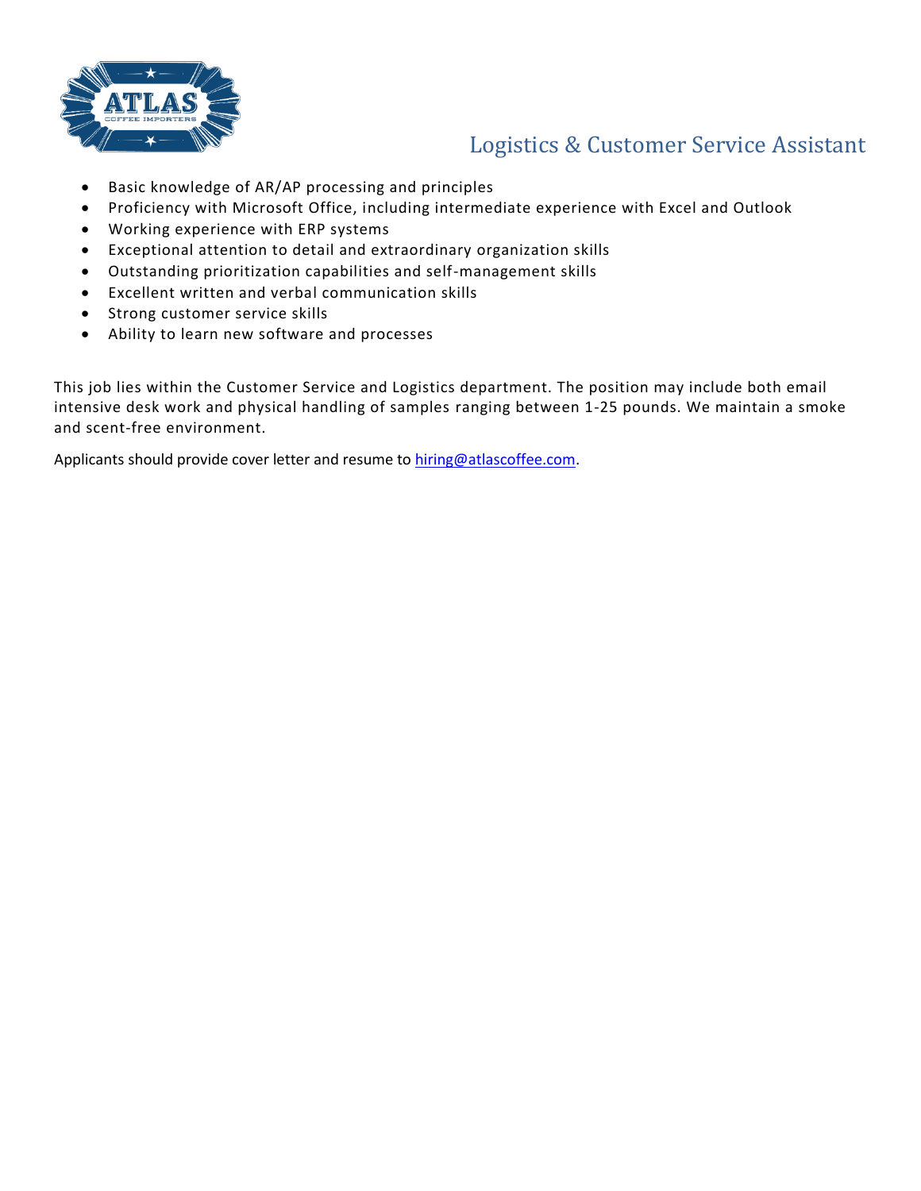## Logistics & Customer Service Assistant

- Basic knowledge of AR/AP processing and principles
- Proficiency with Microsoft Office, including intermediate experience with Excel and Outlook
- Working experience with ERP systems
- Exceptional attention to detail and extraordinary organization skills
- Outstanding prioritization capabilities and self-management skills
- Excellent written and verbal communication skills
- Strong customer service skills
- Ability to learn new software and processes

This job lies within the Customer Service and Logistics department. The position may include both email intensive desk work and physical handling of samples ranging between 1-25 pounds. We maintain a smoke and scent-free environment.

Applicants should provide cover letter and resume to hiring@atlascoffee.com.